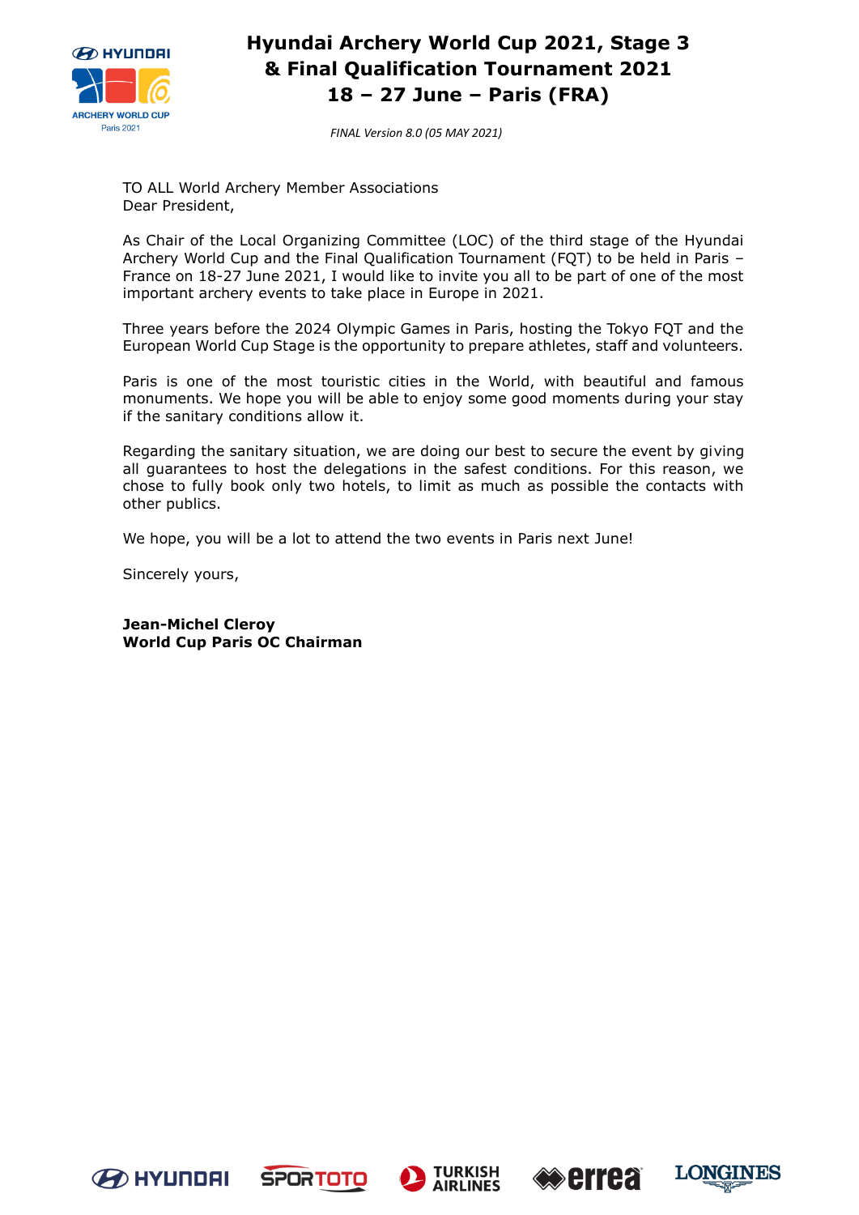# Hyundai Archery World Cup 2021, Stage 3 & Final Qualification Tournament 2021 18 – 27 June – Paris (FRA)

*FINAL Version 8.0 (05 MAY 2021)*

TO ALL World Archery Member Associations
Dear President,

As Chair of the Local Organizing Committee (LOC) of the third stage of the Hyundai Archery World Cup and the Final Qualification Tournament (FQT) to be held in Paris – France on 18-27 June 2021, I would like to invite you all to be part of one of the most important archery events to take place in Europe in 2021.

Three years before the 2024 Olympic Games in Paris, hosting the Tokyo FQT and the European World Cup Stage is the opportunity to prepare athletes, staff and volunteers.

Paris is one of the most touristic cities in the World, with beautiful and famous monuments. We hope you will be able to enjoy some good moments during your stay if the sanitary conditions allow it.

Regarding the sanitary situation, we are doing our best to secure the event by giving all guarantees to host the delegations in the safest conditions. For this reason, we chose to fully book only two hotels, to limit as much as possible the contacts with other publics.

We hope, you will be a lot to attend the two events in Paris next June!

Sincerely yours,

**Jean-Michel Cleroy**
**World Cup Paris OC Chairman**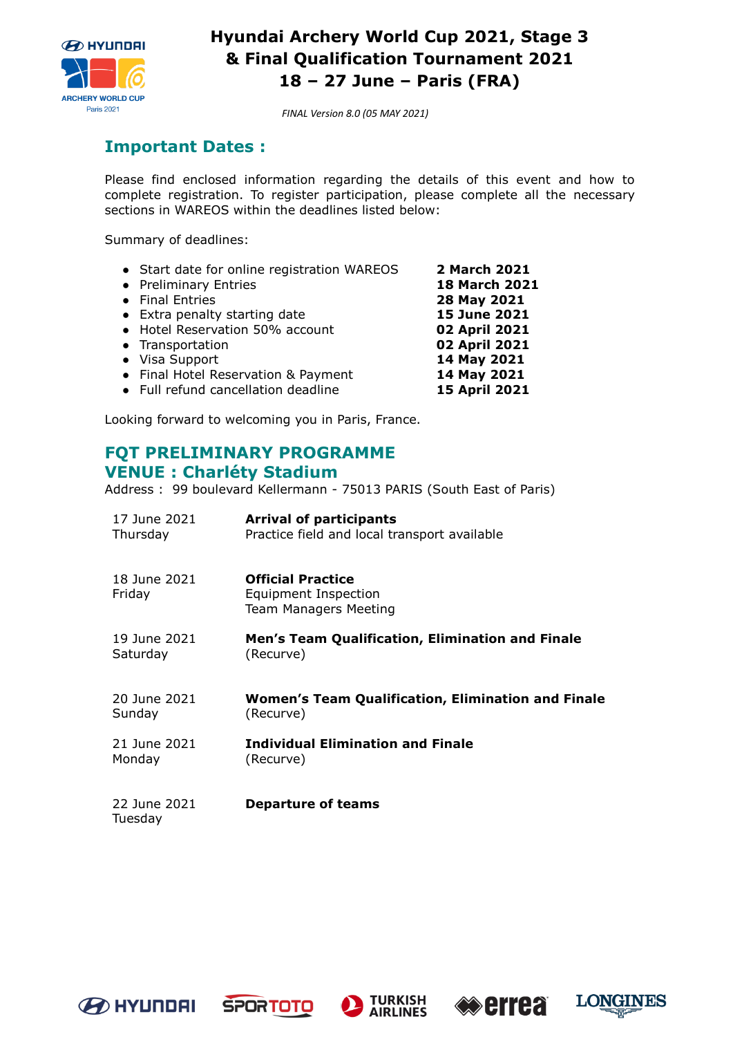# Hyundai Archery World Cup 2021, Stage 3 & Final Qualification Tournament 2021 18 – 27 June – Paris (FRA)

*FINAL Version 8.0 (05 MAY 2021)*

## Important Dates :

Please find enclosed information regarding the details of this event and how to complete registration. To register participation, please complete all the necessary sections in WAREOS within the deadlines listed below:

Summary of deadlines:

- Start date for online registration WAREOS — **2 March 2021**
- Preliminary Entries — **18 March 2021**
- Final Entries — **28 May 2021**
- Extra penalty starting date — **15 June 2021**
- Hotel Reservation 50% account — **02 April 2021**
- Transportation — **02 April 2021**
- Visa Support — **14 May 2021**
- Final Hotel Reservation & Payment — **14 May 2021**
- Full refund cancellation deadline — **15 April 2021**

Looking forward to welcoming you in Paris, France.

## FQT PRELIMINARY PROGRAMME
## VENUE : Charléty Stadium

Address : 99 boulevard Kellermann - 75013 PARIS (South East of Paris)

| Date | Programme |
|---|---|
| 17 June 2021<br>Thursday | **Arrival of participants**<br>Practice field and local transport available |
| 18 June 2021<br>Friday | **Official Practice**<br>Equipment Inspection<br>Team Managers Meeting |
| 19 June 2021<br>Saturday | **Men's Team Qualification, Elimination and Finale**<br>(Recurve) |
| 20 June 2021<br>Sunday | **Women's Team Qualification, Elimination and Finale**<br>(Recurve) |
| 21 June 2021<br>Monday | **Individual Elimination and Finale**<br>(Recurve) |
| 22 June 2021<br>Tuesday | **Departure of teams** |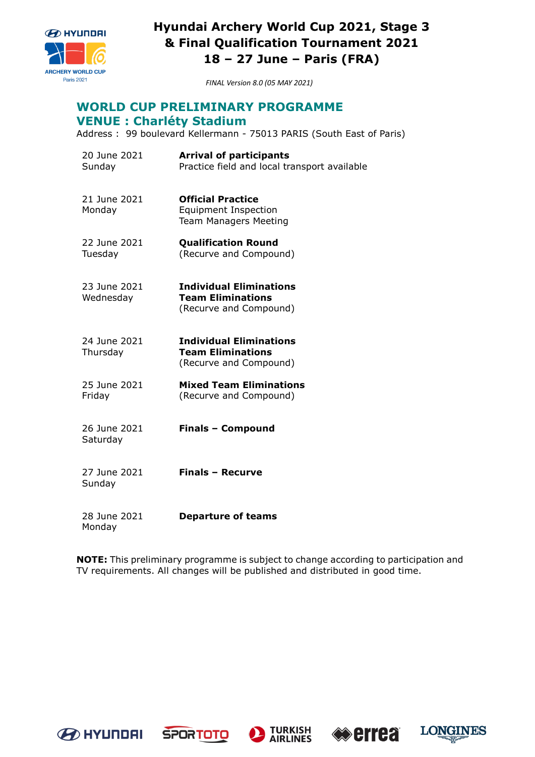# Hyundai Archery World Cup 2021, Stage 3
# & Final Qualification Tournament 2021
# 18 – 27 June – Paris (FRA)

*FINAL Version 8.0 (05 MAY 2021)*

## WORLD CUP PRELIMINARY PROGRAMME
## VENUE : Charléty Stadium

Address : 99 boulevard Kellermann - 75013 PARIS (South East of Paris)

| | |
|---|---|
| 20 June 2021<br>Sunday | **Arrival of participants**<br>Practice field and local transport available |
| 21 June 2021<br>Monday | **Official Practice**<br>Equipment Inspection<br>Team Managers Meeting |
| 22 June 2021<br>Tuesday | **Qualification Round**<br>(Recurve and Compound) |
| 23 June 2021<br>Wednesday | **Individual Eliminations**<br>**Team Eliminations**<br>(Recurve and Compound) |
| 24 June 2021<br>Thursday | **Individual Eliminations**<br>**Team Eliminations**<br>(Recurve and Compound) |
| 25 June 2021<br>Friday | **Mixed Team Eliminations**<br>(Recurve and Compound) |
| 26 June 2021<br>Saturday | **Finals – Compound** |
| 27 June 2021<br>Sunday | **Finals – Recurve** |
| 28 June 2021<br>Monday | **Departure of teams** |

**NOTE:** This preliminary programme is subject to change according to participation and TV requirements. All changes will be published and distributed in good time.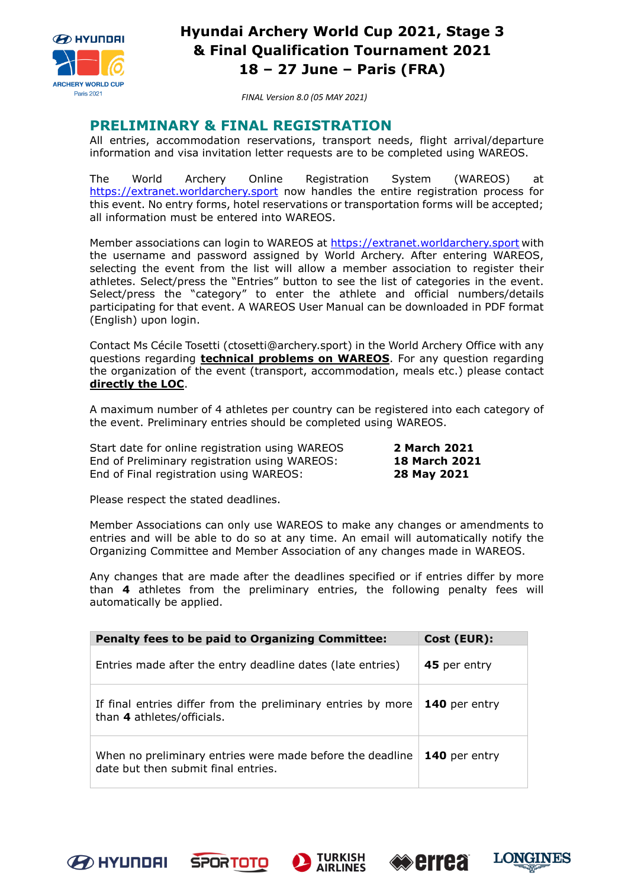## PRELIMINARY & FINAL REGISTRATION

All entries, accommodation reservations, transport needs, flight arrival/departure information and visa invitation letter requests are to be completed using WAREOS.

The World Archery Online Registration System (WAREOS) at https://extranet.worldarchery.sport now handles the entire registration process for this event. No entry forms, hotel reservations or transportation forms will be accepted; all information must be entered into WAREOS.

Member associations can login to WAREOS at https://extranet.worldarchery.sport with the username and password assigned by World Archery. After entering WAREOS, selecting the event from the list will allow a member association to register their athletes. Select/press the "Entries" button to see the list of categories in the event. Select/press the "category" to enter the athlete and official numbers/details participating for that event. A WAREOS User Manual can be downloaded in PDF format (English) upon login.

Contact Ms Cécile Tosetti (ctosetti@archery.sport) in the World Archery Office with any questions regarding **technical problems on WAREOS**. For any question regarding the organization of the event (transport, accommodation, meals etc.) please contact **directly the LOC**.

A maximum number of 4 athletes per country can be registered into each category of the event. Preliminary entries should be completed using WAREOS.

| | |
|---|---|
| Start date for online registration using WAREOS | **2 March 2021** |
| End of Preliminary registration using WAREOS: | **18 March 2021** |
| End of Final registration using WAREOS: | **28 May 2021** |

Please respect the stated deadlines.

Member Associations can only use WAREOS to make any changes or amendments to entries and will be able to do so at any time. An email will automatically notify the Organizing Committee and Member Association of any changes made in WAREOS.

Any changes that are made after the deadlines specified or if entries differ by more than **4** athletes from the preliminary entries, the following penalty fees will automatically be applied.

| Penalty fees to be paid to Organizing Committee: | Cost (EUR): |
|---|---|
| Entries made after the entry deadline dates (late entries) | **45** per entry |
| If final entries differ from the preliminary entries by more than **4** athletes/officials. | **140** per entry |
| When no preliminary entries were made before the deadline date but then submit final entries. | **140** per entry |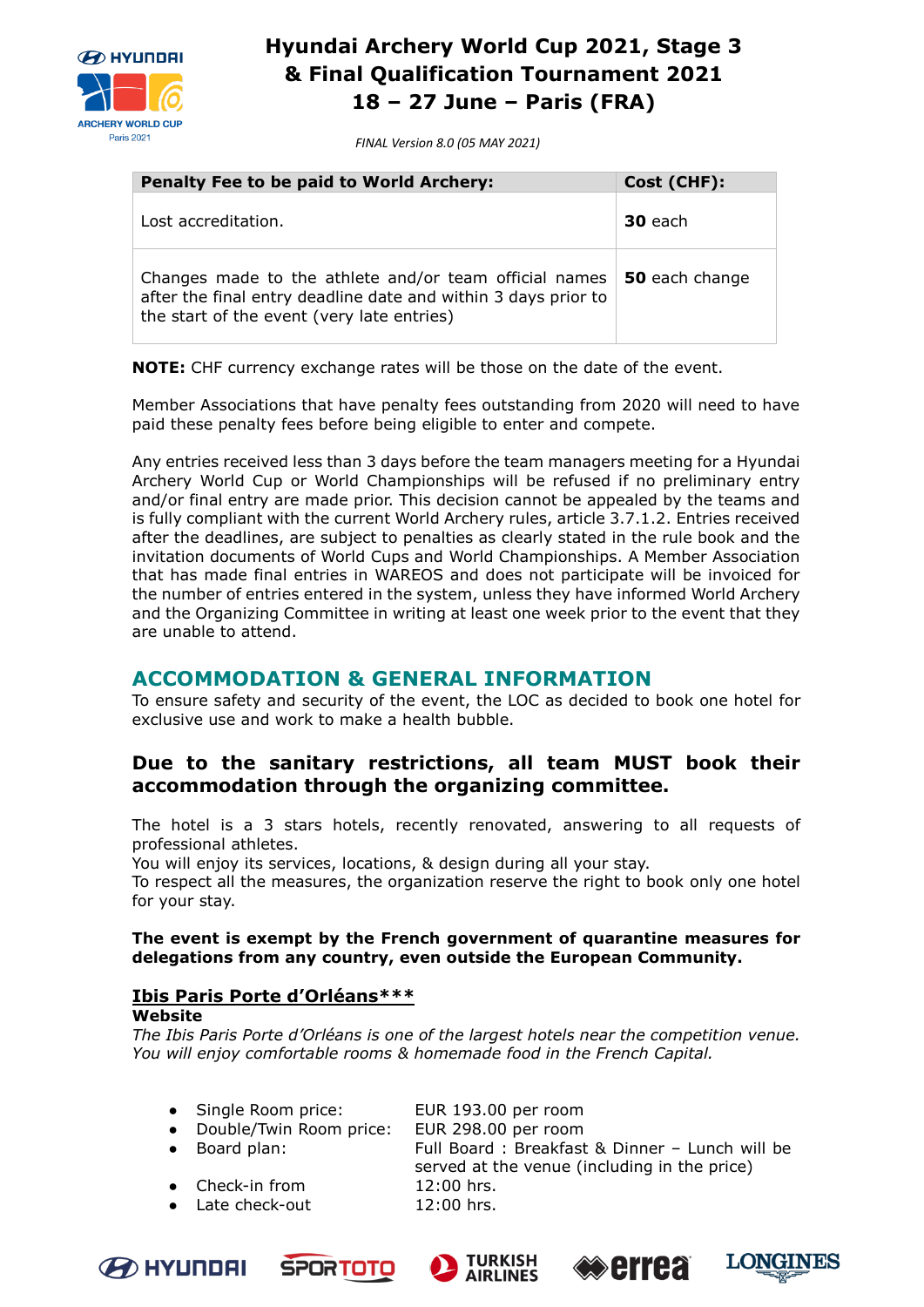| Penalty Fee to be paid to World Archery: | Cost (CHF): |
|---|---|
| Lost accreditation. | **30** each |
| Changes made to the athlete and/or team official names after the final entry deadline date and within 3 days prior to the start of the event (very late entries) | **50** each change |

**NOTE:** CHF currency exchange rates will be those on the date of the event.

Member Associations that have penalty fees outstanding from 2020 will need to have paid these penalty fees before being eligible to enter and compete.

Any entries received less than 3 days before the team managers meeting for a Hyundai Archery World Cup or World Championships will be refused if no preliminary entry and/or final entry are made prior. This decision cannot be appealed by the teams and is fully compliant with the current World Archery rules, article 3.7.1.2. Entries received after the deadlines, are subject to penalties as clearly stated in the rule book and the invitation documents of World Cups and World Championships. A Member Association that has made final entries in WAREOS and does not participate will be invoiced for the number of entries entered in the system, unless they have informed World Archery and the Organizing Committee in writing at least one week prior to the event that they are unable to attend.

## ACCOMMODATION & GENERAL INFORMATION

To ensure safety and security of the event, the LOC as decided to book one hotel for exclusive use and work to make a health bubble.

### Due to the sanitary restrictions, all team MUST book their accommodation through the organizing committee.

The hotel is a 3 stars hotels, recently renovated, answering to all requests of professional athletes.
You will enjoy its services, locations, & design during all your stay.
To respect all the measures, the organization reserve the right to book only one hotel for your stay.

**The event is exempt by the French government of quarantine measures for delegations from any country, even outside the European Community.**

**Ibis Paris Porte d'Orléans*****
**Website**
*The Ibis Paris Porte d'Orléans is one of the largest hotels near the competition venue. You will enjoy comfortable rooms & homemade food in the French Capital.*

- Single Room price: EUR 193.00 per room
- Double/Twin Room price: EUR 298.00 per room
- Board plan: Full Board : Breakfast & Dinner – Lunch will be served at the venue (including in the price)
- Check-in from 12:00 hrs.
- Late check-out 12:00 hrs.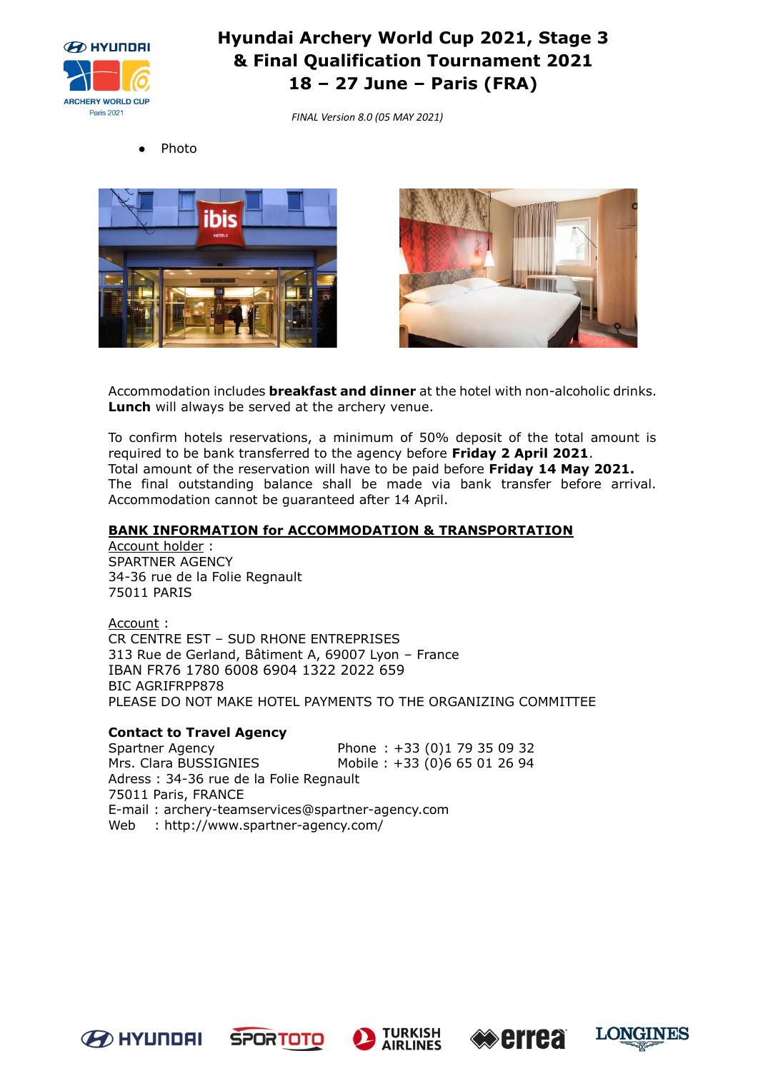- Photo

Accommodation includes **breakfast and dinner** at the hotel with non-alcoholic drinks. **Lunch** will always be served at the archery venue.

To confirm hotels reservations, a minimum of 50% deposit of the total amount is required to be bank transferred to the agency before **Friday 2 April 2021**.
Total amount of the reservation will have to be paid before **Friday 14 May 2021.** The final outstanding balance shall be made via bank transfer before arrival. Accommodation cannot be guaranteed after 14 April.

**BANK INFORMATION for ACCOMMODATION & TRANSPORTATION**

Account holder :
SPARTNER AGENCY
34-36 rue de la Folie Regnault
75011 PARIS

Account :
CR CENTRE EST – SUD RHONE ENTREPRISES
313 Rue de Gerland, Bâtiment A, 69007 Lyon – France
IBAN FR76 1780 6008 6904 1322 2022 659
BIC AGRIFRPP878
PLEASE DO NOT MAKE HOTEL PAYMENTS TO THE ORGANIZING COMMITTEE

**Contact to Travel Agency**

Spartner Agency
Mrs. Clara BUSSIGNIES
Phone : +33 (0)1 79 35 09 32
Mobile : +33 (0)6 65 01 26 94
Adress : 34-36 rue de la Folie Regnault
75011 Paris, FRANCE
E-mail : archery-teamservices@spartner-agency.com
Web : http://www.spartner-agency.com/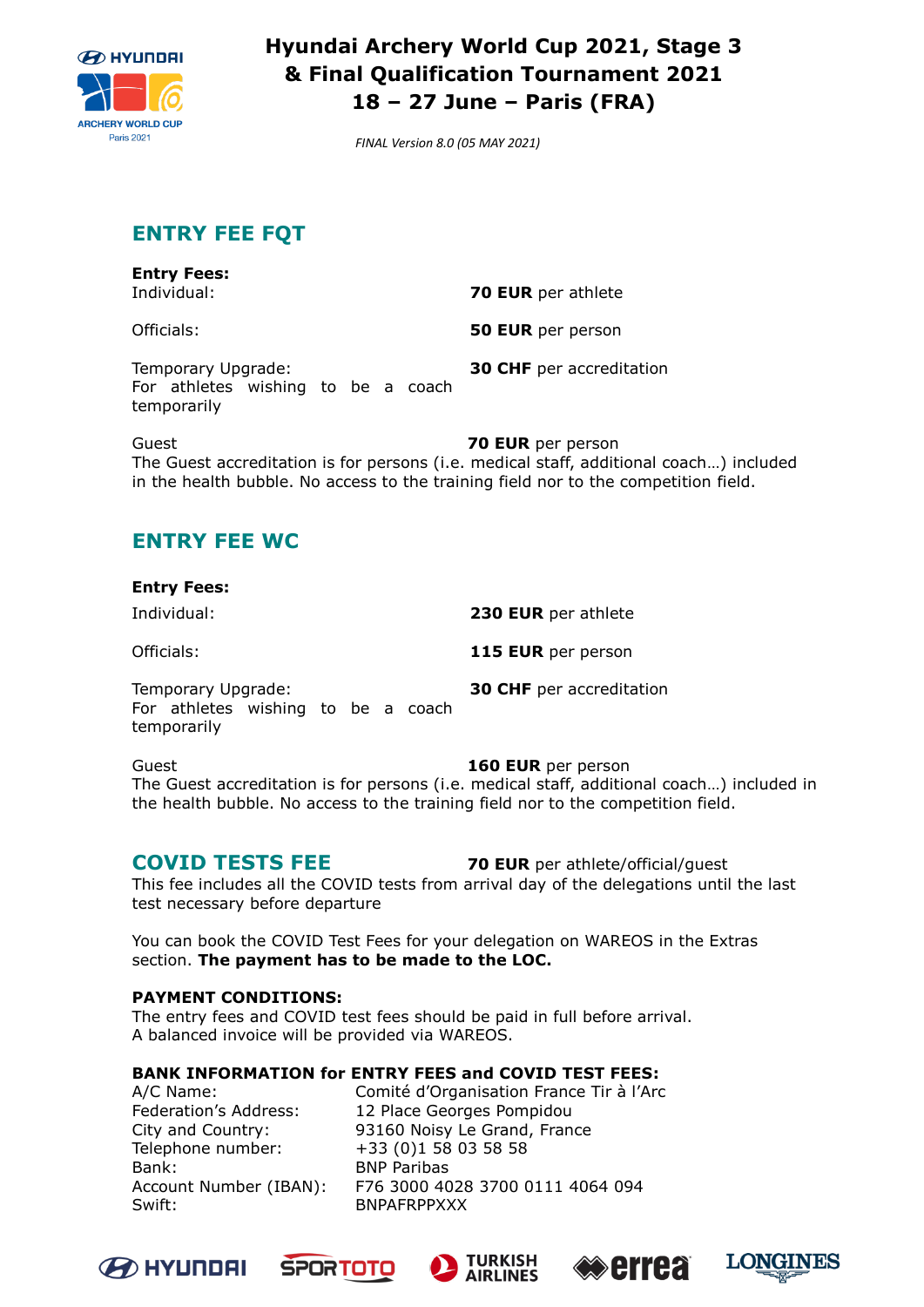## ENTRY FEE FQT

**Entry Fees:**

| | |
|---|---|
| Individual: | **70 EUR** per athlete |
| Officials: | **50 EUR** per person |
| Temporary Upgrade: For athletes wishing to be a coach temporarily | **30 CHF** per accreditation |

Guest **70 EUR** per person

The Guest accreditation is for persons (i.e. medical staff, additional coach…) included in the health bubble. No access to the training field nor to the competition field.

## ENTRY FEE WC

**Entry Fees:**

| | |
|---|---|
| Individual: | **230 EUR** per athlete |
| Officials: | **115 EUR** per person |
| Temporary Upgrade: For athletes wishing to be a coach temporarily | **30 CHF** per accreditation |

Guest **160 EUR** per person

The Guest accreditation is for persons (i.e. medical staff, additional coach…) included in the health bubble. No access to the training field nor to the competition field.

## COVID TESTS FEE

**70 EUR** per athlete/official/guest

This fee includes all the COVID tests from arrival day of the delegations until the last test necessary before departure

You can book the COVID Test Fees for your delegation on WAREOS in the Extras section. **The payment has to be made to the LOC.**

**PAYMENT CONDITIONS:**

The entry fees and COVID test fees should be paid in full before arrival.
A balanced invoice will be provided via WAREOS.

**BANK INFORMATION for ENTRY FEES and COVID TEST FEES:**

| | |
|---|---|
| A/C Name: | Comité d'Organisation France Tir à l'Arc |
| Federation's Address: | 12 Place Georges Pompidou |
| City and Country: | 93160 Noisy Le Grand, France |
| Telephone number: | +33 (0)1 58 03 58 58 |
| Bank: | BNP Paribas |
| Account Number (IBAN): | F76 3000 4028 3700 0111 4064 094 |
| Swift: | BNPAFRPPXXX |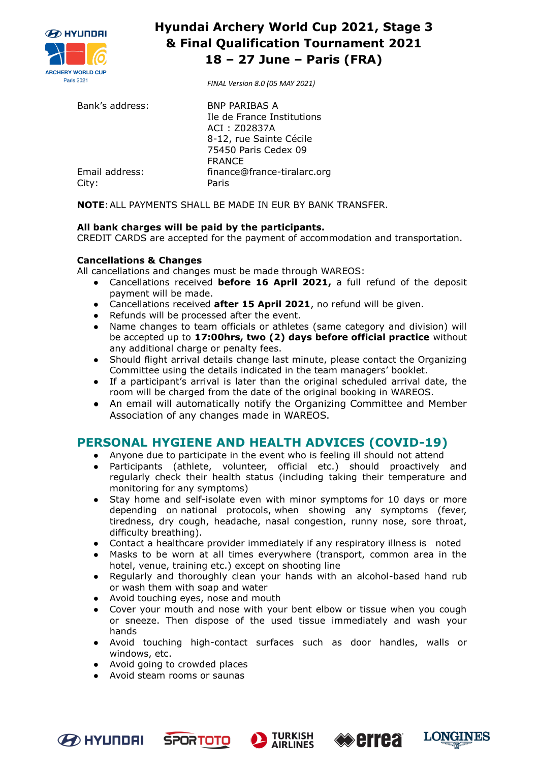| | |
|---|---|
| Bank's address: | BNP PARIBAS A<br>Ile de France Institutions<br>ACI : Z02837A<br>8-12, rue Sainte Cécile<br>75450 Paris Cedex 09<br>FRANCE |
| Email address: | finance@france-tiralarc.org |
| City: | Paris |

**NOTE**: ALL PAYMENTS SHALL BE MADE IN EUR BY BANK TRANSFER.

**All bank charges will be paid by the participants.**
CREDIT CARDS are accepted for the payment of accommodation and transportation.

**Cancellations & Changes**
All cancellations and changes must be made through WAREOS:

- Cancellations received **before 16 April 2021,** a full refund of the deposit payment will be made.
- Cancellations received **after 15 April 2021**, no refund will be given.
- Refunds will be processed after the event.
- Name changes to team officials or athletes (same category and division) will be accepted up to **17:00hrs, two (2) days before official practice** without any additional charge or penalty fees.
- Should flight arrival details change last minute, please contact the Organizing Committee using the details indicated in the team managers' booklet.
- If a participant's arrival is later than the original scheduled arrival date, the room will be charged from the date of the original booking in WAREOS.
- An email will automatically notify the Organizing Committee and Member Association of any changes made in WAREOS.

## PERSONAL HYGIENE AND HEALTH ADVICES (COVID-19)

- Anyone due to participate in the event who is feeling ill should not attend
- Participants (athlete, volunteer, official etc.) should proactively and regularly check their health status (including taking their temperature and monitoring for any symptoms)
- Stay home and self-isolate even with minor symptoms for 10 days or more depending on national protocols, when showing any symptoms (fever, tiredness, dry cough, headache, nasal congestion, runny nose, sore throat, difficulty breathing).
- Contact a healthcare provider immediately if any respiratory illness is noted
- Masks to be worn at all times everywhere (transport, common area in the hotel, venue, training etc.) except on shooting line
- Regularly and thoroughly clean your hands with an alcohol-based hand rub or wash them with soap and water
- Avoid touching eyes, nose and mouth
- Cover your mouth and nose with your bent elbow or tissue when you cough or sneeze. Then dispose of the used tissue immediately and wash your hands
- Avoid touching high-contact surfaces such as door handles, walls or windows, etc.
- Avoid going to crowded places
- Avoid steam rooms or saunas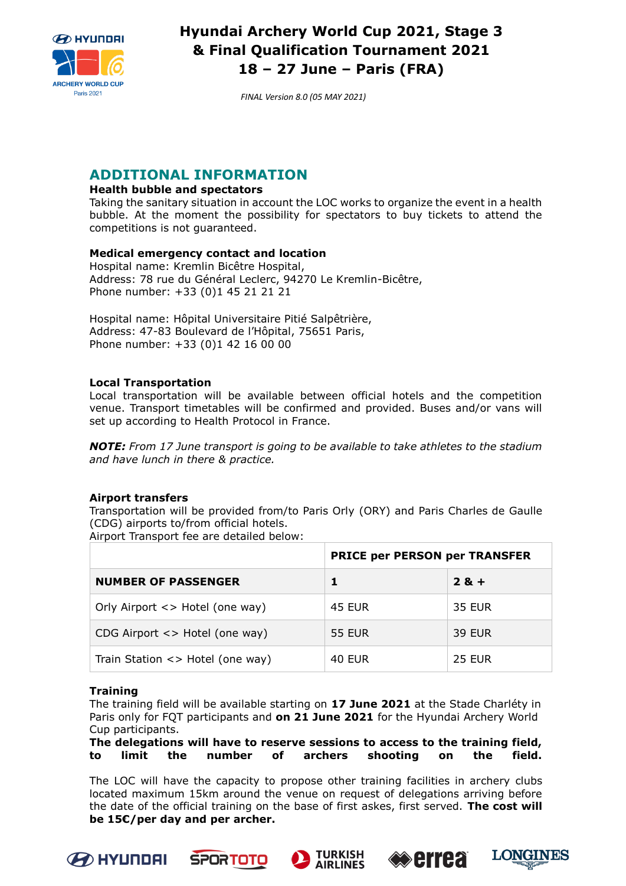## ADDITIONAL INFORMATION

**Health bubble and spectators**

Taking the sanitary situation in account the LOC works to organize the event in a health bubble. At the moment the possibility for spectators to buy tickets to attend the competitions is not guaranteed.

**Medical emergency contact and location**

Hospital name: Kremlin Bicêtre Hospital,
Address: 78 rue du Général Leclerc, 94270 Le Kremlin-Bicêtre,
Phone number: +33 (0)1 45 21 21 21

Hospital name: Hôpital Universitaire Pitié Salpêtrière,
Address: 47-83 Boulevard de l'Hôpital, 75651 Paris,
Phone number: +33 (0)1 42 16 00 00

**Local Transportation**

Local transportation will be available between official hotels and the competition venue. Transport timetables will be confirmed and provided. Buses and/or vans will set up according to Health Protocol in France.

***NOTE:*** *From 17 June transport is going to be available to take athletes to the stadium and have lunch in there & practice.*

**Airport transfers**

Transportation will be provided from/to Paris Orly (ORY) and Paris Charles de Gaulle (CDG) airports to/from official hotels.
Airport Transport fee are detailed below:

| | **PRICE per PERSON per TRANSFER** | |
|---|---|---|
| **NUMBER OF PASSENGER** | **1** | **2 & +** |
| Orly Airport <> Hotel (one way) | 45 EUR | 35 EUR |
| CDG Airport <> Hotel (one way) | 55 EUR | 39 EUR |
| Train Station <> Hotel (one way) | 40 EUR | 25 EUR |

**Training**

The training field will be available starting on **17 June 2021** at the Stade Charléty in Paris only for FQT participants and **on 21 June 2021** for the Hyundai Archery World Cup participants.
**The delegations will have to reserve sessions to access to the training field, to limit the number of archers shooting on the field.**

The LOC will have the capacity to propose other training facilities in archery clubs located maximum 15km around the venue on request of delegations arriving before the date of the official training on the base of first askes, first served. **The cost will be 15€/per day and per archer.**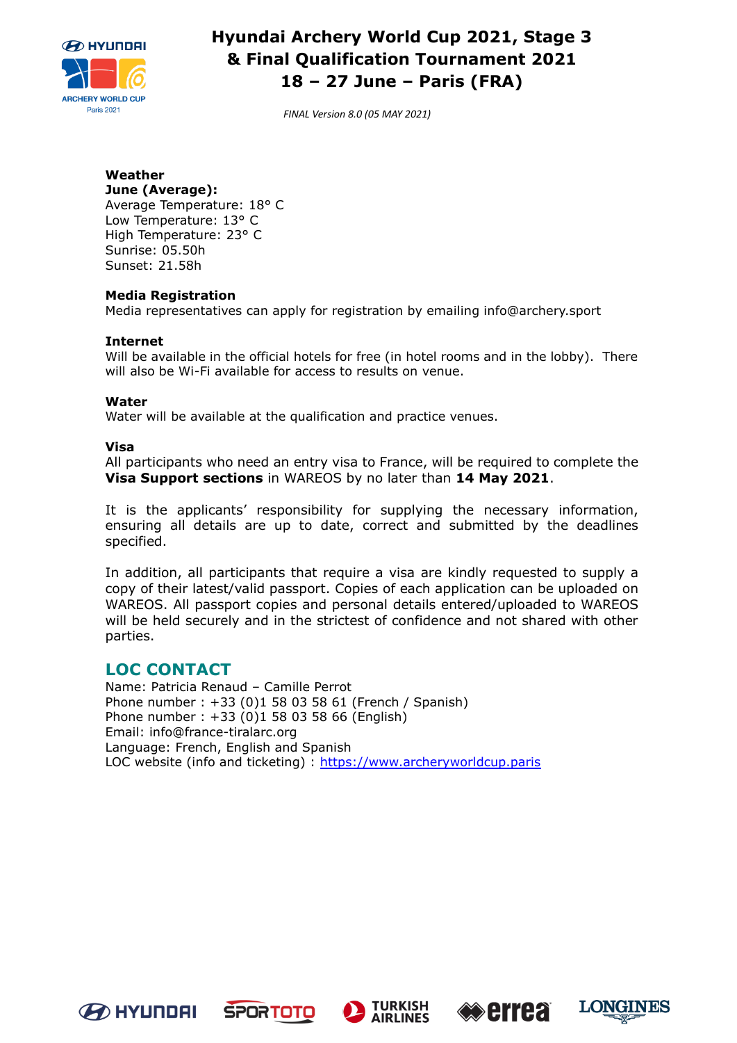**Weather**
**June (Average):**
Average Temperature: 18° C
Low Temperature: 13° C
High Temperature: 23° C
Sunrise: 05.50h
Sunset: 21.58h

**Media Registration**
Media representatives can apply for registration by emailing info@archery.sport

**Internet**
Will be available in the official hotels for free (in hotel rooms and in the lobby). There will also be Wi-Fi available for access to results on venue.

**Water**
Water will be available at the qualification and practice venues.

**Visa**
All participants who need an entry visa to France, will be required to complete the **Visa Support sections** in WAREOS by no later than **14 May 2021**.

It is the applicants' responsibility for supplying the necessary information, ensuring all details are up to date, correct and submitted by the deadlines specified.

In addition, all participants that require a visa are kindly requested to supply a copy of their latest/valid passport. Copies of each application can be uploaded on WAREOS. All passport copies and personal details entered/uploaded to WAREOS will be held securely and in the strictest of confidence and not shared with other parties.

## LOC CONTACT

Name: Patricia Renaud – Camille Perrot
Phone number : +33 (0)1 58 03 58 61 (French / Spanish)
Phone number : +33 (0)1 58 03 58 66 (English)
Email: info@france-tiralarc.org
Language: French, English and Spanish
LOC website (info and ticketing) : https://www.archeryworldcup.paris